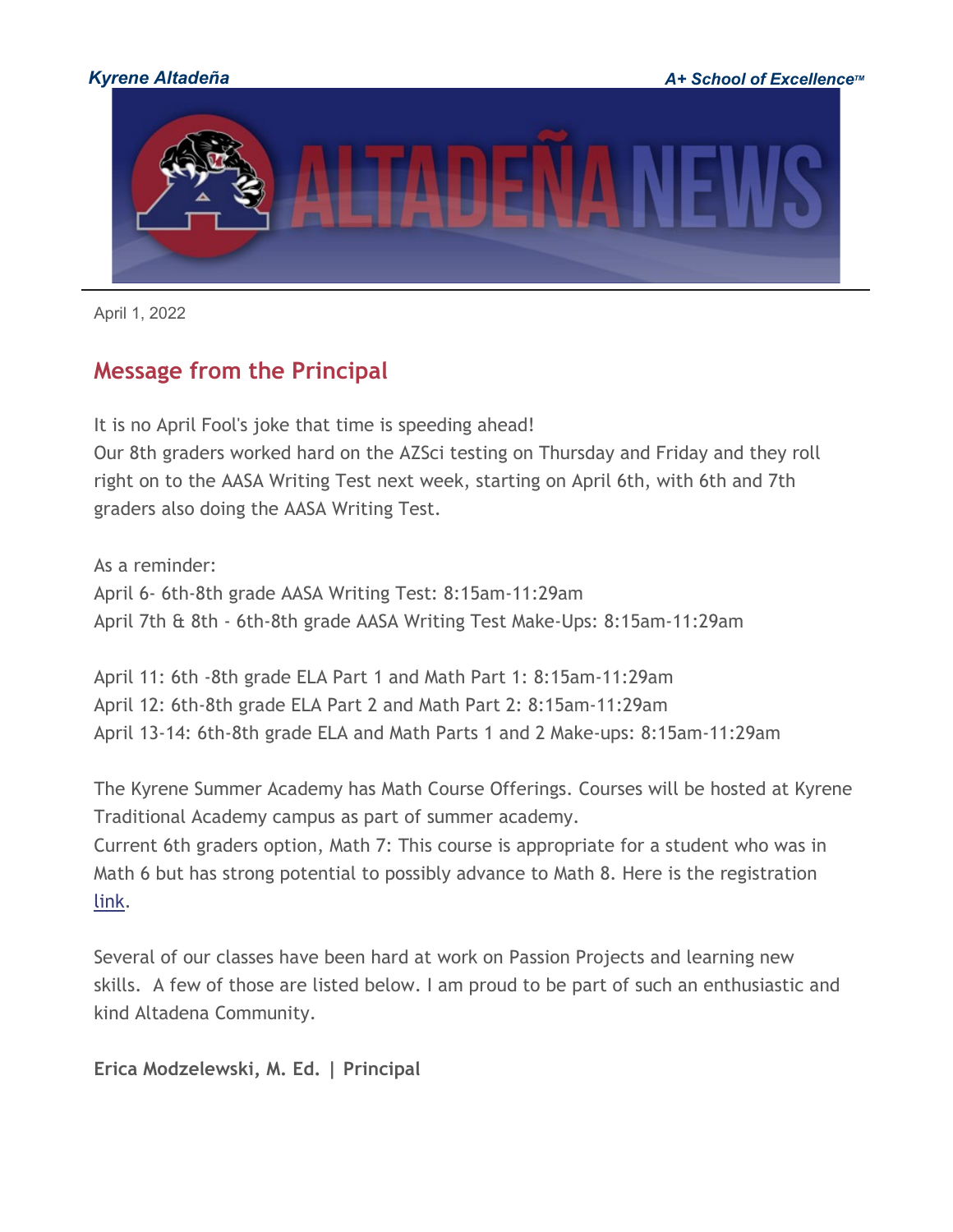*Kyrene Altadeña* *A+ School of Excellence™*

April 1, 2022

## Message from the Principal

It is no April Fool's joke that time is speeding ahead!
Our 8th graders worked hard on the AZSci testing on Thursday and Friday and they roll right on to the AASA Writing Test next week, starting on April 6th, with 6th and 7th graders also doing the AASA Writing Test.

As a reminder:
April 6- 6th-8th grade AASA Writing Test: 8:15am-11:29am
April 7th & 8th - 6th-8th grade AASA Writing Test Make-Ups: 8:15am-11:29am

April 11: 6th -8th grade ELA Part 1 and Math Part 1: 8:15am-11:29am
April 12: 6th-8th grade ELA Part 2 and Math Part 2: 8:15am-11:29am
April 13-14: 6th-8th grade ELA and Math Parts 1 and 2 Make-ups: 8:15am-11:29am

The Kyrene Summer Academy has Math Course Offerings. Courses will be hosted at Kyrene Traditional Academy campus as part of summer academy.
Current 6th graders option, Math 7: This course is appropriate for a student who was in Math 6 but has strong potential to possibly advance to Math 8. Here is the registration link.

Several of our classes have been hard at work on Passion Projects and learning new skills. A few of those are listed below. I am proud to be part of such an enthusiastic and kind Altadena Community.

**Erica Modzelewski, M. Ed. | Principal**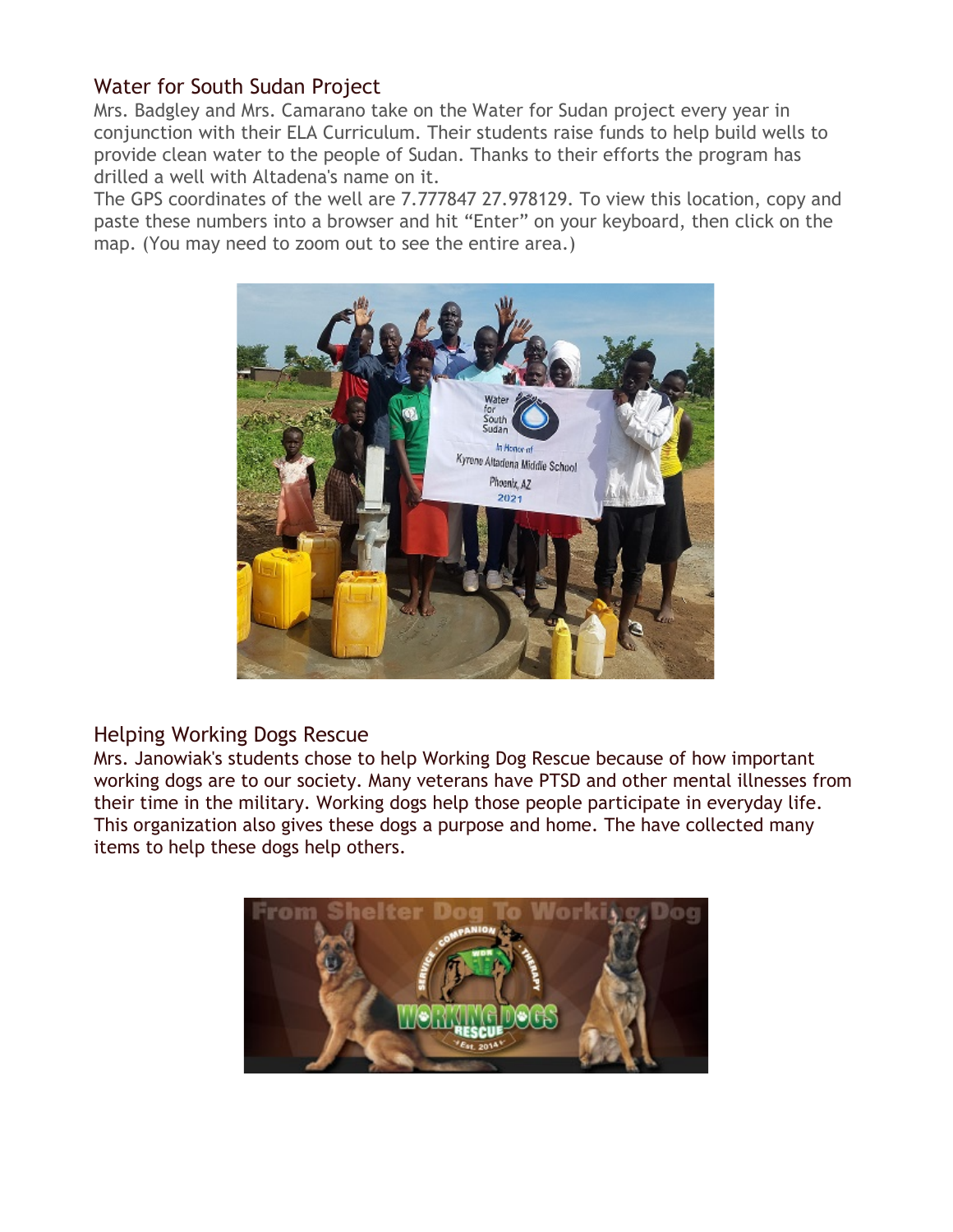## Water for South Sudan Project

Mrs. Badgley and Mrs. Camarano take on the Water for Sudan project every year in conjunction with their ELA Curriculum. Their students raise funds to help build wells to provide clean water to the people of Sudan. Thanks to their efforts the program has drilled a well with Altadena's name on it.

The GPS coordinates of the well are 7.777847 27.978129. To view this location, copy and paste these numbers into a browser and hit "Enter" on your keyboard, then click on the map. (You may need to zoom out to see the entire area.)

## Helping Working Dogs Rescue

Mrs. Janowiak's students chose to help Working Dog Rescue because of how important working dogs are to our society. Many veterans have PTSD and other mental illnesses from their time in the military. Working dogs help those people participate in everyday life. This organization also gives these dogs a purpose and home. The have collected many items to help these dogs help others.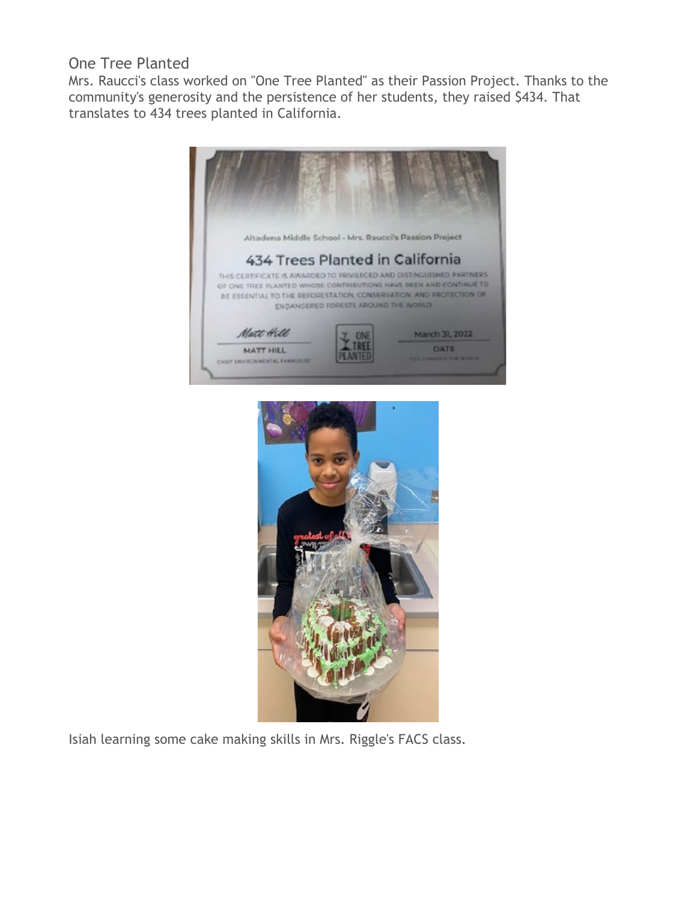## One Tree Planted

Mrs. Raucci's class worked on "One Tree Planted" as their Passion Project. Thanks to the community's generosity and the persistence of her students, they raised $434. That translates to 434 trees planted in California.

Isiah learning some cake making skills in Mrs. Riggle's FACS class.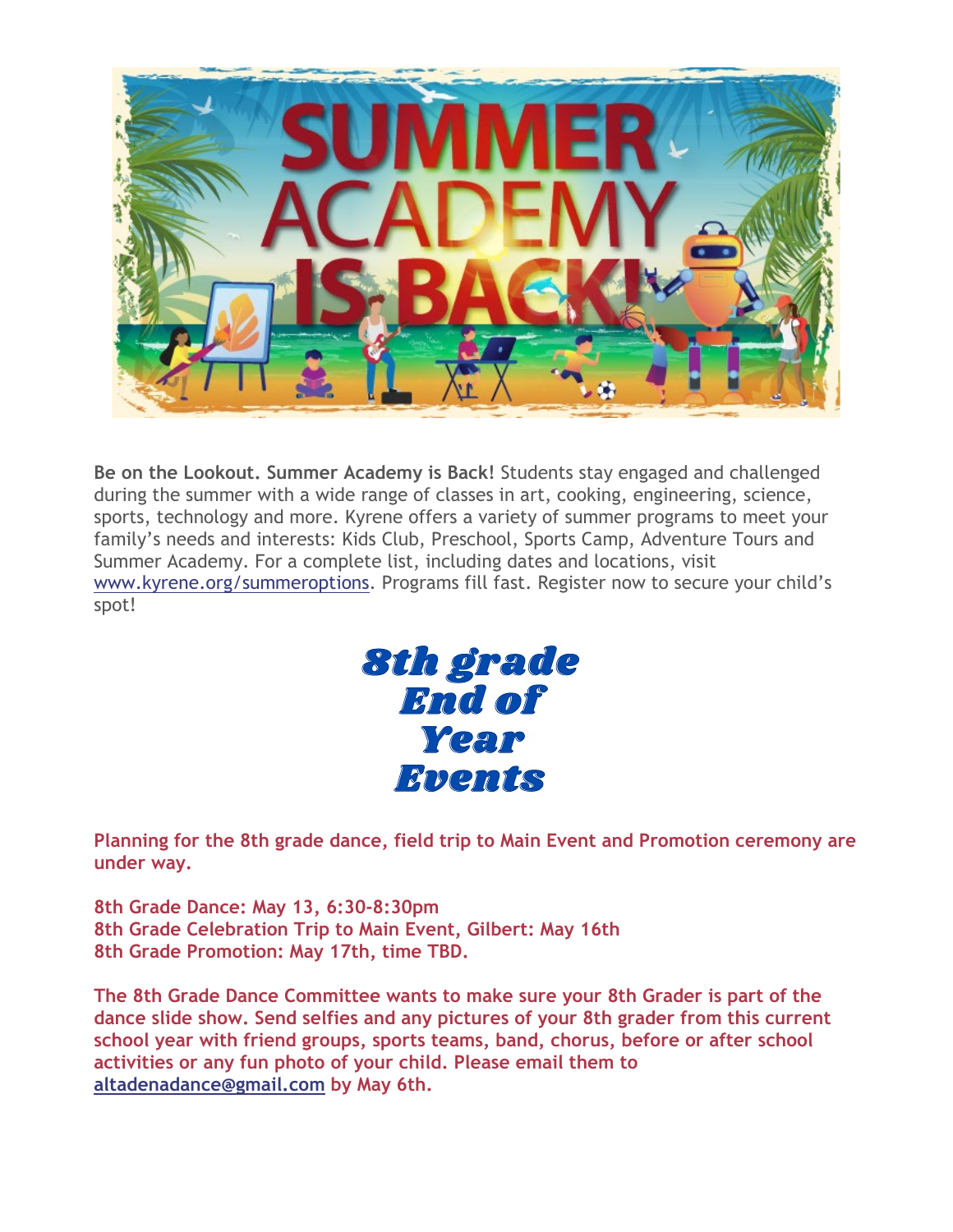**Be on the Lookout. Summer Academy is Back!** Students stay engaged and challenged during the summer with a wide range of classes in art, cooking, engineering, science, sports, technology and more. Kyrene offers a variety of summer programs to meet your family's needs and interests: Kids Club, Preschool, Sports Camp, Adventure Tours and Summer Academy. For a complete list, including dates and locations, visit www.kyrene.org/summeroptions. Programs fill fast. Register now to secure your child's spot!

# 8th grade End of Year Events

**Planning for the 8th grade dance, field trip to Main Event and Promotion ceremony are under way.**

**8th Grade Dance: May 13, 6:30-8:30pm**
**8th Grade Celebration Trip to Main Event, Gilbert: May 16th**
**8th Grade Promotion: May 17th, time TBD.**

**The 8th Grade Dance Committee wants to make sure your 8th Grader is part of the dance slide show. Send selfies and any pictures of your 8th grader from this current school year with friend groups, sports teams, band, chorus, before or after school activities or any fun photo of your child. Please email them to altadenadance@gmail.com by May 6th.**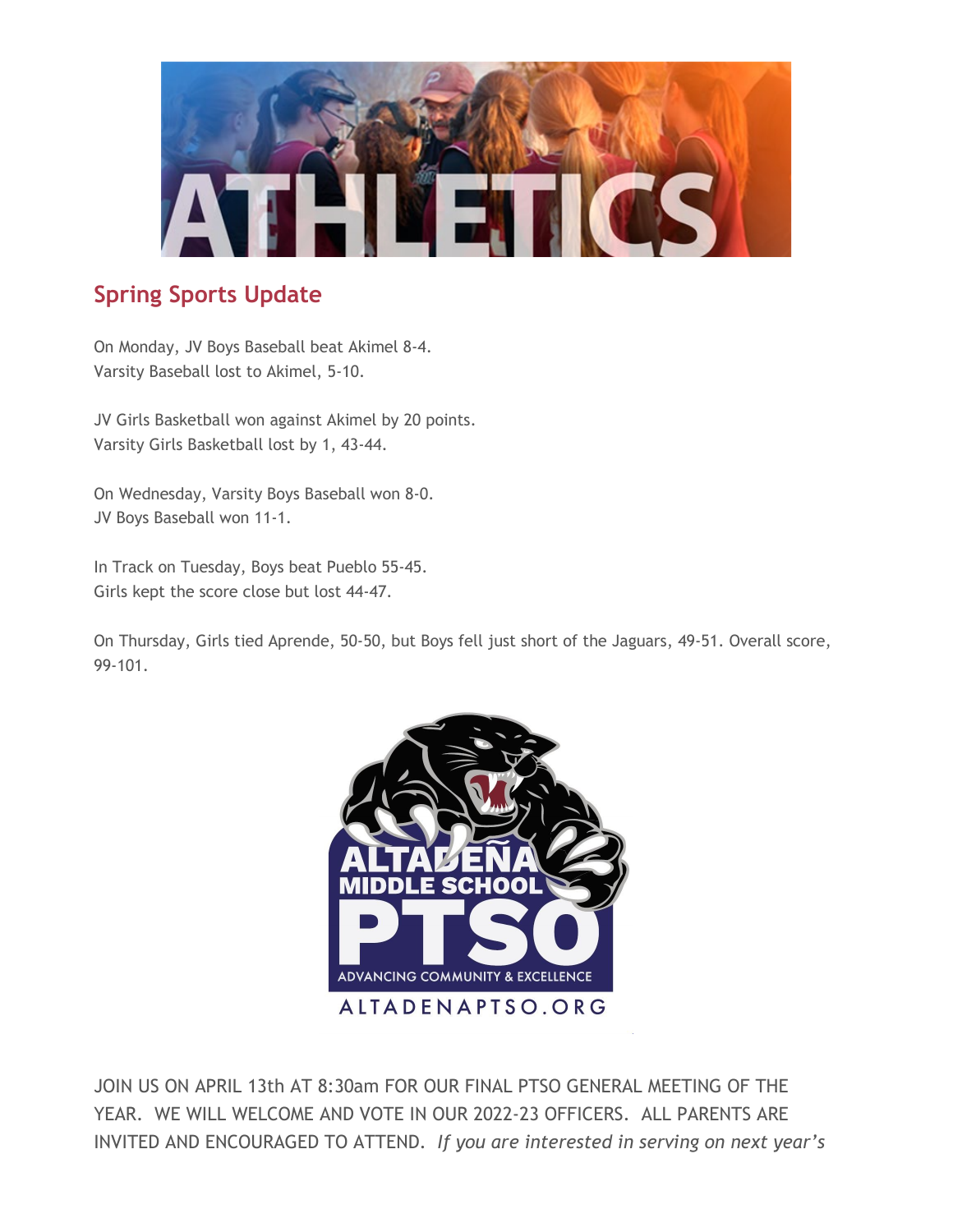## Spring Sports Update

On Monday, JV Boys Baseball beat Akimel 8-4.
Varsity Baseball lost to Akimel, 5-10.

JV Girls Basketball won against Akimel by 20 points.
Varsity Girls Basketball lost by 1, 43-44.

On Wednesday, Varsity Boys Baseball won 8-0.
JV Boys Baseball won 11-1.

In Track on Tuesday, Boys beat Pueblo 55-45.
Girls kept the score close but lost 44-47.

On Thursday, Girls tied Aprende, 50-50, but Boys fell just short of the Jaguars, 49-51. Overall score, 99-101.

JOIN US ON APRIL 13th AT 8:30am FOR OUR FINAL PTSO GENERAL MEETING OF THE YEAR. WE WILL WELCOME AND VOTE IN OUR 2022-23 OFFICERS. ALL PARENTS ARE INVITED AND ENCOURAGED TO ATTEND. *If you are interested in serving on next year's*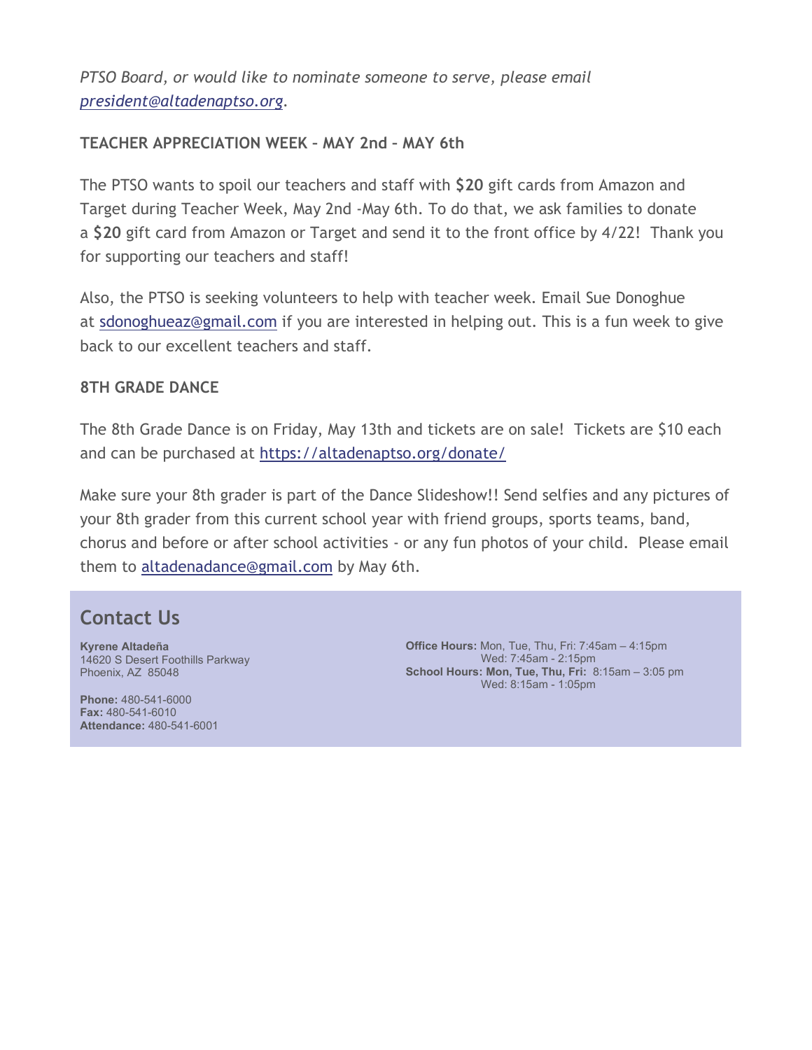*PTSO Board, or would like to nominate someone to serve, please email [president@altadenaptso.org](mailto:president@altadenaptso.org).*

**TEACHER APPRECIATION WEEK – MAY 2nd – MAY 6th**

The PTSO wants to spoil our teachers and staff with **$20** gift cards from Amazon and Target during Teacher Week, May 2nd -May 6th. To do that, we ask families to donate a **$20** gift card from Amazon or Target and send it to the front office by 4/22! Thank you for supporting our teachers and staff!

Also, the PTSO is seeking volunteers to help with teacher week. Email Sue Donoghue at [sdonoghueaz@gmail.com](mailto:sdonoghueaz@gmail.com) if you are interested in helping out. This is a fun week to give back to our excellent teachers and staff.

**8TH GRADE DANCE**

The 8th Grade Dance is on Friday, May 13th and tickets are on sale! Tickets are $10 each and can be purchased at [https://altadenaptso.org/donate/](https://altadenaptso.org/donate/)

Make sure your 8th grader is part of the Dance Slideshow!! Send selfies and any pictures of your 8th grader from this current school year with friend groups, sports teams, band, chorus and before or after school activities - or any fun photos of your child. Please email them to [altadenadance@gmail.com](mailto:altadenadance@gmail.com) by May 6th.

## Contact Us

**Kyrene Altadeña**
14620 S Desert Foothills Parkway
Phoenix, AZ 85048

**Phone:** 480-541-6000
**Fax:** 480-541-6010
**Attendance:** 480-541-6001

**Office Hours:** Mon, Tue, Thu, Fri: 7:45am – 4:15pm
Wed: 7:45am - 2:15pm
**School Hours: Mon, Tue, Thu, Fri:** 8:15am – 3:05 pm
Wed: 8:15am - 1:05pm